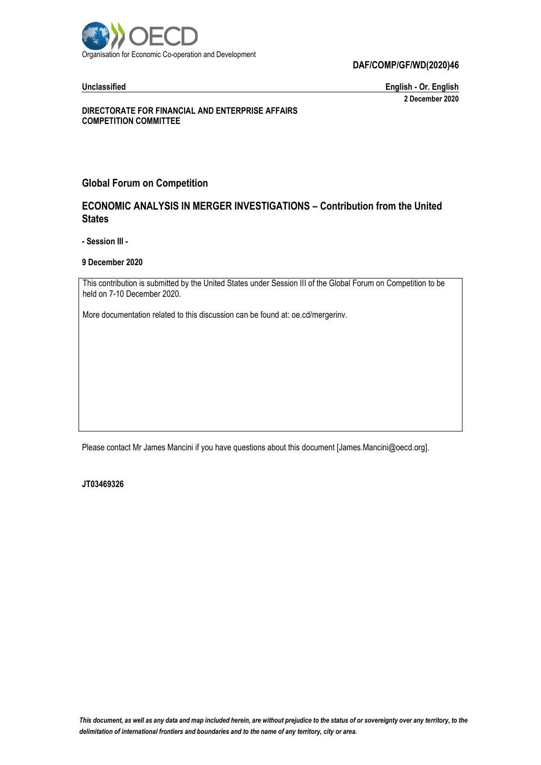Organisation for Economic Co-operation and Development

**DAF/COMP/GF/WD(2020)46**

**Unclassified** **English - Or. English**

**2 December 2020**

**DIRECTORATE FOR FINANCIAL AND ENTERPRISE AFFAIRS**
**COMPETITION COMMITTEE**

## Global Forum on Competition

## ECONOMIC ANALYSIS IN MERGER INVESTIGATIONS – Contribution from the United States

**- Session III -**

**9 December 2020**

This contribution is submitted by the United States under Session III of the Global Forum on Competition to be held on 7-10 December 2020.

More documentation related to this discussion can be found at: oe.cd/mergerinv.

Please contact Mr James Mancini if you have questions about this document [James.Mancini@oecd.org].

**JT03469326**

***This document, as well as any data and map included herein, are without prejudice to the status of or sovereignty over any territory, to the delimitation of international frontiers and boundaries and to the name of any territory, city or area.***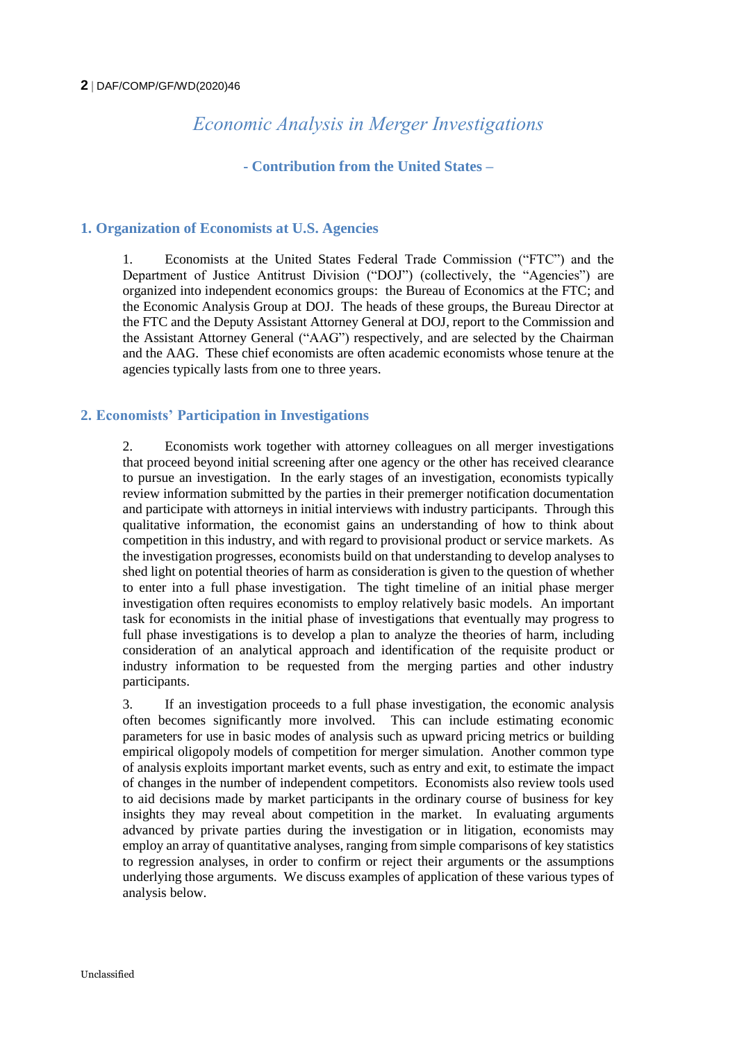# Economic Analysis in Merger Investigations

**- Contribution from the United States –**

## 1. Organization of Economists at U.S. Agencies

1. Economists at the United States Federal Trade Commission ("FTC") and the Department of Justice Antitrust Division ("DOJ") (collectively, the "Agencies") are organized into independent economics groups: the Bureau of Economics at the FTC; and the Economic Analysis Group at DOJ. The heads of these groups, the Bureau Director at the FTC and the Deputy Assistant Attorney General at DOJ, report to the Commission and the Assistant Attorney General ("AAG") respectively, and are selected by the Chairman and the AAG. These chief economists are often academic economists whose tenure at the agencies typically lasts from one to three years.

## 2. Economists' Participation in Investigations

2. Economists work together with attorney colleagues on all merger investigations that proceed beyond initial screening after one agency or the other has received clearance to pursue an investigation. In the early stages of an investigation, economists typically review information submitted by the parties in their premerger notification documentation and participate with attorneys in initial interviews with industry participants. Through this qualitative information, the economist gains an understanding of how to think about competition in this industry, and with regard to provisional product or service markets. As the investigation progresses, economists build on that understanding to develop analyses to shed light on potential theories of harm as consideration is given to the question of whether to enter into a full phase investigation. The tight timeline of an initial phase merger investigation often requires economists to employ relatively basic models. An important task for economists in the initial phase of investigations that eventually may progress to full phase investigations is to develop a plan to analyze the theories of harm, including consideration of an analytical approach and identification of the requisite product or industry information to be requested from the merging parties and other industry participants.

3. If an investigation proceeds to a full phase investigation, the economic analysis often becomes significantly more involved. This can include estimating economic parameters for use in basic modes of analysis such as upward pricing metrics or building empirical oligopoly models of competition for merger simulation. Another common type of analysis exploits important market events, such as entry and exit, to estimate the impact of changes in the number of independent competitors. Economists also review tools used to aid decisions made by market participants in the ordinary course of business for key insights they may reveal about competition in the market. In evaluating arguments advanced by private parties during the investigation or in litigation, economists may employ an array of quantitative analyses, ranging from simple comparisons of key statistics to regression analyses, in order to confirm or reject their arguments or the assumptions underlying those arguments. We discuss examples of application of these various types of analysis below.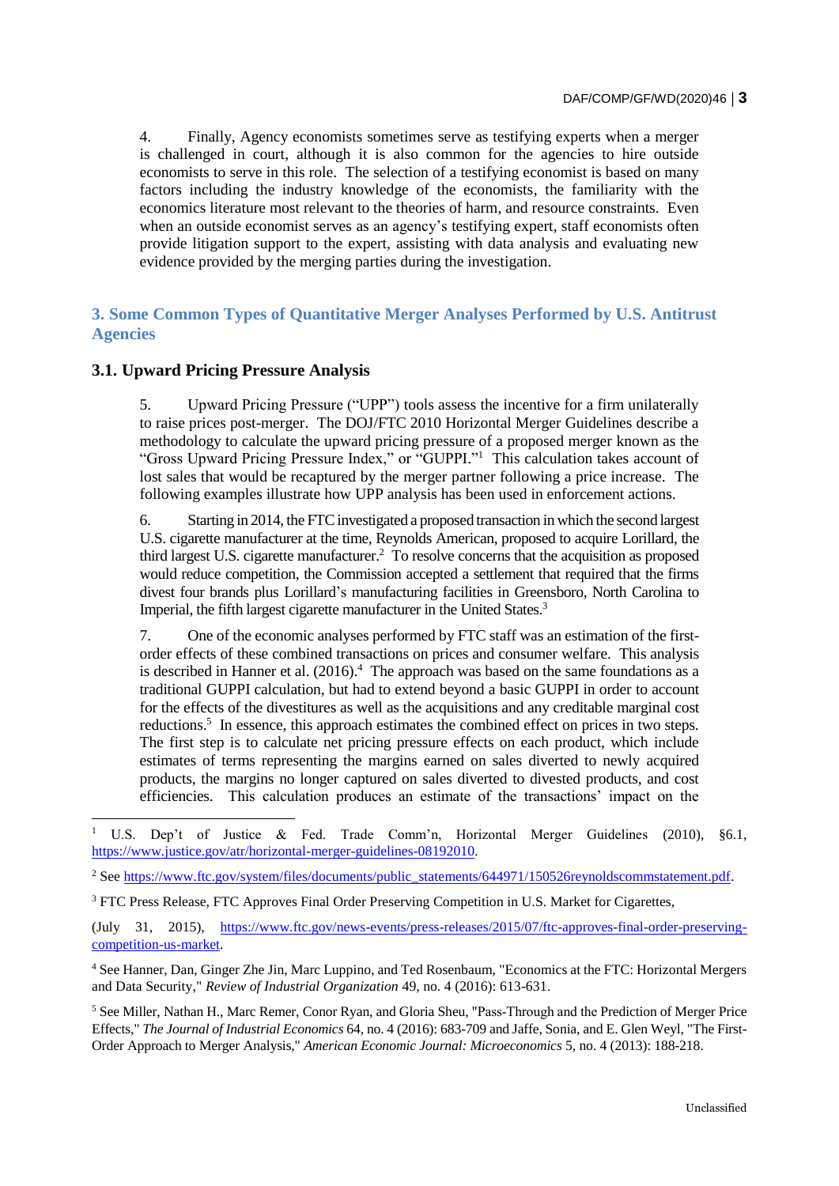4. Finally, Agency economists sometimes serve as testifying experts when a merger is challenged in court, although it is also common for the agencies to hire outside economists to serve in this role. The selection of a testifying economist is based on many factors including the industry knowledge of the economists, the familiarity with the economics literature most relevant to the theories of harm, and resource constraints. Even when an outside economist serves as an agency's testifying expert, staff economists often provide litigation support to the expert, assisting with data analysis and evaluating new evidence provided by the merging parties during the investigation.

## 3. Some Common Types of Quantitative Merger Analyses Performed by U.S. Antitrust Agencies

### 3.1. Upward Pricing Pressure Analysis

5. Upward Pricing Pressure ("UPP") tools assess the incentive for a firm unilaterally to raise prices post-merger. The DOJ/FTC 2010 Horizontal Merger Guidelines describe a methodology to calculate the upward pricing pressure of a proposed merger known as the "Gross Upward Pricing Pressure Index," or "GUPPI."[1] This calculation takes account of lost sales that would be recaptured by the merger partner following a price increase. The following examples illustrate how UPP analysis has been used in enforcement actions.

6. Starting in 2014, the FTC investigated a proposed transaction in which the second largest U.S. cigarette manufacturer at the time, Reynolds American, proposed to acquire Lorillard, the third largest U.S. cigarette manufacturer.[2] To resolve concerns that the acquisition as proposed would reduce competition, the Commission accepted a settlement that required that the firms divest four brands plus Lorillard's manufacturing facilities in Greensboro, North Carolina to Imperial, the fifth largest cigarette manufacturer in the United States.[3]

7. One of the economic analyses performed by FTC staff was an estimation of the first-order effects of these combined transactions on prices and consumer welfare. This analysis is described in Hanner et al. (2016).[4] The approach was based on the same foundations as a traditional GUPPI calculation, but had to extend beyond a basic GUPPI in order to account for the effects of the divestitures as well as the acquisitions and any creditable marginal cost reductions.[5] In essence, this approach estimates the combined effect on prices in two steps. The first step is to calculate net pricing pressure effects on each product, which include estimates of terms representing the margins earned on sales diverted to newly acquired products, the margins no longer captured on sales diverted to divested products, and cost efficiencies. This calculation produces an estimate of the transactions' impact on the

---

[1] U.S. Dep't of Justice & Fed. Trade Comm'n, Horizontal Merger Guidelines (2010), §6.1, https://www.justice.gov/atr/horizontal-merger-guidelines-08192010.

[2] See https://www.ftc.gov/system/files/documents/public_statements/644971/150526reynoldscommstatement.pdf.

[3] FTC Press Release, FTC Approves Final Order Preserving Competition in U.S. Market for Cigarettes, (July 31, 2015), https://www.ftc.gov/news-events/press-releases/2015/07/ftc-approves-final-order-preserving-competition-us-market.

[4] See Hanner, Dan, Ginger Zhe Jin, Marc Luppino, and Ted Rosenbaum, "Economics at the FTC: Horizontal Mergers and Data Security," *Review of Industrial Organization* 49, no. 4 (2016): 613-631.

[5] See Miller, Nathan H., Marc Remer, Conor Ryan, and Gloria Sheu, "Pass-Through and the Prediction of Merger Price Effects," *The Journal of Industrial Economics* 64, no. 4 (2016): 683-709 and Jaffe, Sonia, and E. Glen Weyl, "The First-Order Approach to Merger Analysis," *American Economic Journal: Microeconomics* 5, no. 4 (2013): 188-218.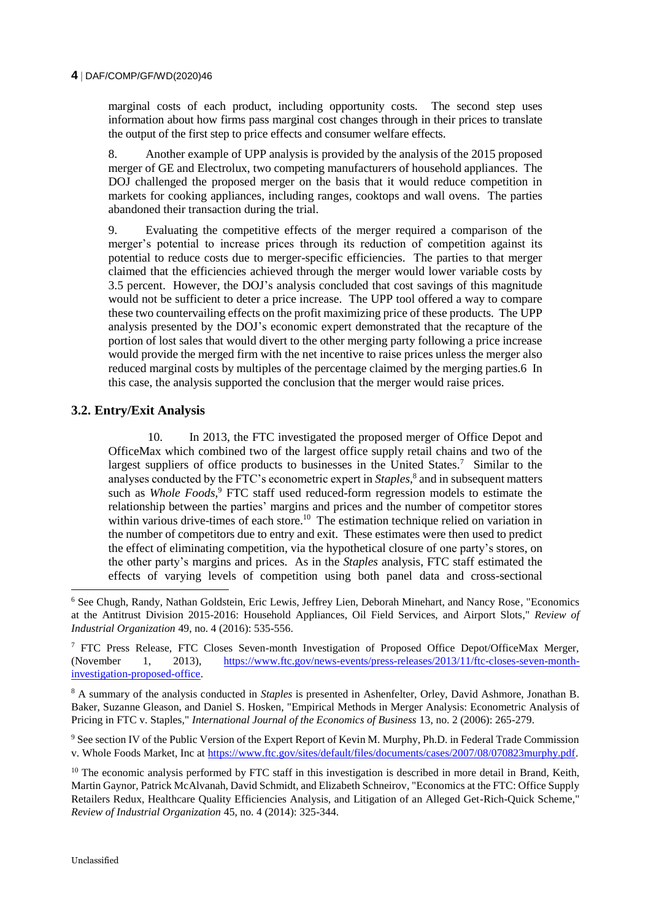marginal costs of each product, including opportunity costs. The second step uses information about how firms pass marginal cost changes through in their prices to translate the output of the first step to price effects and consumer welfare effects.

8. Another example of UPP analysis is provided by the analysis of the 2015 proposed merger of GE and Electrolux, two competing manufacturers of household appliances. The DOJ challenged the proposed merger on the basis that it would reduce competition in markets for cooking appliances, including ranges, cooktops and wall ovens. The parties abandoned their transaction during the trial.

9. Evaluating the competitive effects of the merger required a comparison of the merger's potential to increase prices through its reduction of competition against its potential to reduce costs due to merger-specific efficiencies. The parties to that merger claimed that the efficiencies achieved through the merger would lower variable costs by 3.5 percent. However, the DOJ's analysis concluded that cost savings of this magnitude would not be sufficient to deter a price increase. The UPP tool offered a way to compare these two countervailing effects on the profit maximizing price of these products. The UPP analysis presented by the DOJ's economic expert demonstrated that the recapture of the portion of lost sales that would divert to the other merging party following a price increase would provide the merged firm with the net incentive to raise prices unless the merger also reduced marginal costs by multiples of the percentage claimed by the merging parties.6 In this case, the analysis supported the conclusion that the merger would raise prices.

## 3.2. Entry/Exit Analysis

10. In 2013, the FTC investigated the proposed merger of Office Depot and OfficeMax which combined two of the largest office supply retail chains and two of the largest suppliers of office products to businesses in the United States.[7] Similar to the analyses conducted by the FTC's econometric expert in *Staples*,[8] and in subsequent matters such as *Whole Foods*,[9] FTC staff used reduced-form regression models to estimate the relationship between the parties' margins and prices and the number of competitor stores within various drive-times of each store.[10] The estimation technique relied on variation in the number of competitors due to entry and exit. These estimates were then used to predict the effect of eliminating competition, via the hypothetical closure of one party's stores, on the other party's margins and prices. As in the *Staples* analysis, FTC staff estimated the effects of varying levels of competition using both panel data and cross-sectional

---

[6] See Chugh, Randy, Nathan Goldstein, Eric Lewis, Jeffrey Lien, Deborah Minehart, and Nancy Rose, "Economics at the Antitrust Division 2015-2016: Household Appliances, Oil Field Services, and Airport Slots," *Review of Industrial Organization* 49, no. 4 (2016): 535-556.

[7] FTC Press Release, FTC Closes Seven-month Investigation of Proposed Office Depot/OfficeMax Merger, (November 1, 2013), https://www.ftc.gov/news-events/press-releases/2013/11/ftc-closes-seven-month-investigation-proposed-office.

[8] A summary of the analysis conducted in *Staples* is presented in Ashenfelter, Orley, David Ashmore, Jonathan B. Baker, Suzanne Gleason, and Daniel S. Hosken, "Empirical Methods in Merger Analysis: Econometric Analysis of Pricing in FTC v. Staples," *International Journal of the Economics of Business* 13, no. 2 (2006): 265-279.

[9] See section IV of the Public Version of the Expert Report of Kevin M. Murphy, Ph.D. in Federal Trade Commission v. Whole Foods Market, Inc at https://www.ftc.gov/sites/default/files/documents/cases/2007/08/070823murphy.pdf.

[10] The economic analysis performed by FTC staff in this investigation is described in more detail in Brand, Keith, Martin Gaynor, Patrick McAlvanah, David Schmidt, and Elizabeth Schneirov, "Economics at the FTC: Office Supply Retailers Redux, Healthcare Quality Efficiencies Analysis, and Litigation of an Alleged Get-Rich-Quick Scheme," *Review of Industrial Organization* 45, no. 4 (2014): 325-344.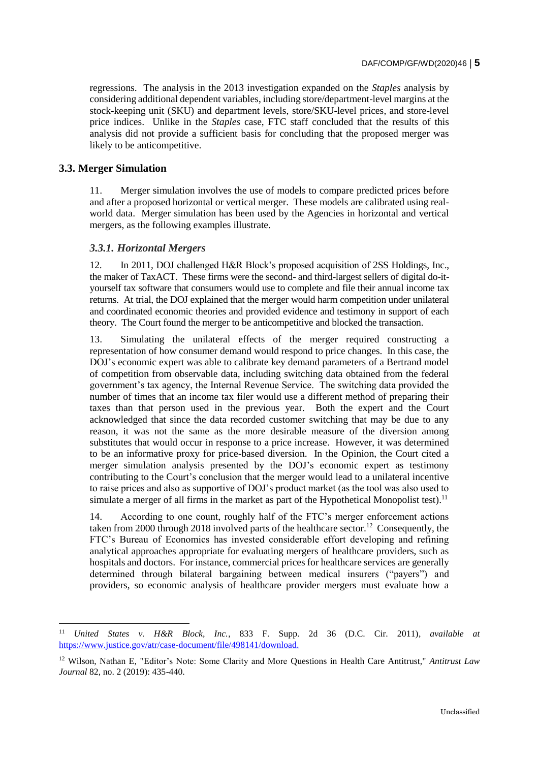regressions. The analysis in the 2013 investigation expanded on the *Staples* analysis by considering additional dependent variables, including store/department-level margins at the stock-keeping unit (SKU) and department levels, store/SKU-level prices, and store-level price indices. Unlike in the *Staples* case, FTC staff concluded that the results of this analysis did not provide a sufficient basis for concluding that the proposed merger was likely to be anticompetitive.

## 3.3. Merger Simulation

11. Merger simulation involves the use of models to compare predicted prices before and after a proposed horizontal or vertical merger. These models are calibrated using real-world data. Merger simulation has been used by the Agencies in horizontal and vertical mergers, as the following examples illustrate.

### *3.3.1. Horizontal Mergers*

12. In 2011, DOJ challenged H&R Block's proposed acquisition of 2SS Holdings, Inc., the maker of TaxACT. These firms were the second- and third-largest sellers of digital do-it-yourself tax software that consumers would use to complete and file their annual income tax returns. At trial, the DOJ explained that the merger would harm competition under unilateral and coordinated economic theories and provided evidence and testimony in support of each theory. The Court found the merger to be anticompetitive and blocked the transaction.

13. Simulating the unilateral effects of the merger required constructing a representation of how consumer demand would respond to price changes. In this case, the DOJ's economic expert was able to calibrate key demand parameters of a Bertrand model of competition from observable data, including switching data obtained from the federal government's tax agency, the Internal Revenue Service. The switching data provided the number of times that an income tax filer would use a different method of preparing their taxes than that person used in the previous year. Both the expert and the Court acknowledged that since the data recorded customer switching that may be due to any reason, it was not the same as the more desirable measure of the diversion among substitutes that would occur in response to a price increase. However, it was determined to be an informative proxy for price-based diversion. In the Opinion, the Court cited a merger simulation analysis presented by the DOJ's economic expert as testimony contributing to the Court's conclusion that the merger would lead to a unilateral incentive to raise prices and also as supportive of DOJ's product market (as the tool was also used to simulate a merger of all firms in the market as part of the Hypothetical Monopolist test).[11]

14. According to one count, roughly half of the FTC's merger enforcement actions taken from 2000 through 2018 involved parts of the healthcare sector.[12] Consequently, the FTC's Bureau of Economics has invested considerable effort developing and refining analytical approaches appropriate for evaluating mergers of healthcare providers, such as hospitals and doctors. For instance, commercial prices for healthcare services are generally determined through bilateral bargaining between medical insurers ("payers") and providers, so economic analysis of healthcare provider mergers must evaluate how a

---

[11] *United States v. H&R Block, Inc.*, 833 F. Supp. 2d 36 (D.C. Cir. 2011), *available at* https://www.justice.gov/atr/case-document/file/498141/download.

[12] Wilson, Nathan E, "Editor's Note: Some Clarity and More Questions in Health Care Antitrust," *Antitrust Law Journal* 82, no. 2 (2019): 435-440.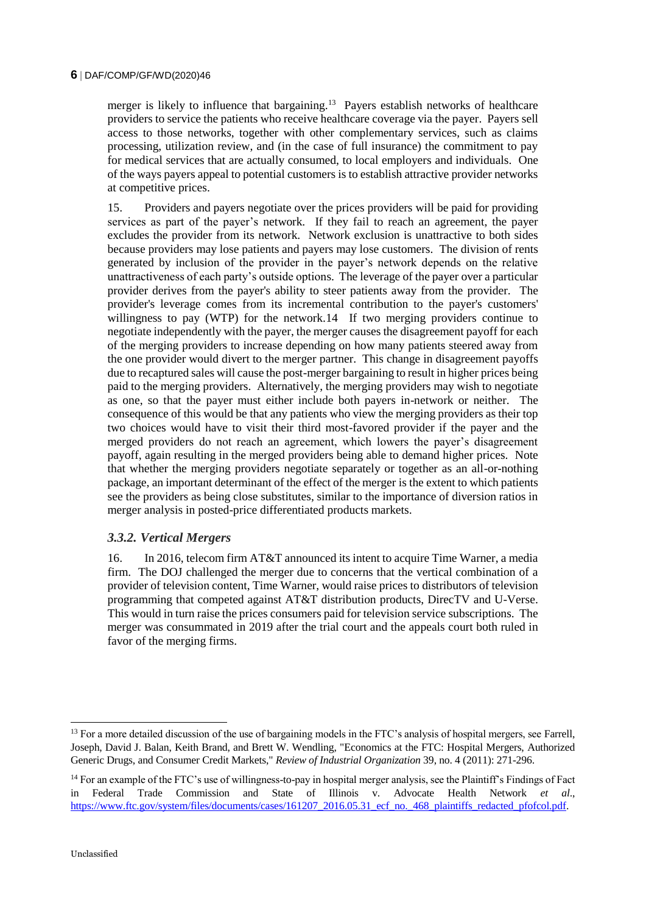merger is likely to influence that bargaining.[13] Payers establish networks of healthcare providers to service the patients who receive healthcare coverage via the payer. Payers sell access to those networks, together with other complementary services, such as claims processing, utilization review, and (in the case of full insurance) the commitment to pay for medical services that are actually consumed, to local employers and individuals. One of the ways payers appeal to potential customers is to establish attractive provider networks at competitive prices.

15. Providers and payers negotiate over the prices providers will be paid for providing services as part of the payer's network. If they fail to reach an agreement, the payer excludes the provider from its network. Network exclusion is unattractive to both sides because providers may lose patients and payers may lose customers. The division of rents generated by inclusion of the provider in the payer's network depends on the relative unattractiveness of each party's outside options. The leverage of the payer over a particular provider derives from the payer's ability to steer patients away from the provider. The provider's leverage comes from its incremental contribution to the payer's customers' willingness to pay (WTP) for the network.14 If two merging providers continue to negotiate independently with the payer, the merger causes the disagreement payoff for each of the merging providers to increase depending on how many patients steered away from the one provider would divert to the merger partner. This change in disagreement payoffs due to recaptured sales will cause the post-merger bargaining to result in higher prices being paid to the merging providers. Alternatively, the merging providers may wish to negotiate as one, so that the payer must either include both payers in-network or neither. The consequence of this would be that any patients who view the merging providers as their top two choices would have to visit their third most-favored provider if the payer and the merged providers do not reach an agreement, which lowers the payer's disagreement payoff, again resulting in the merged providers being able to demand higher prices. Note that whether the merging providers negotiate separately or together as an all-or-nothing package, an important determinant of the effect of the merger is the extent to which patients see the providers as being close substitutes, similar to the importance of diversion ratios in merger analysis in posted-price differentiated products markets.

### *3.3.2. Vertical Mergers*

16. In 2016, telecom firm AT&T announced its intent to acquire Time Warner, a media firm. The DOJ challenged the merger due to concerns that the vertical combination of a provider of television content, Time Warner, would raise prices to distributors of television programming that competed against AT&T distribution products, DirecTV and U-Verse. This would in turn raise the prices consumers paid for television service subscriptions. The merger was consummated in 2019 after the trial court and the appeals court both ruled in favor of the merging firms.

---

[13] For a more detailed discussion of the use of bargaining models in the FTC's analysis of hospital mergers, see Farrell, Joseph, David J. Balan, Keith Brand, and Brett W. Wendling, "Economics at the FTC: Hospital Mergers, Authorized Generic Drugs, and Consumer Credit Markets," *Review of Industrial Organization* 39, no. 4 (2011): 271-296.

[14] For an example of the FTC's use of willingness-to-pay in hospital merger analysis, see the Plaintiff's Findings of Fact in Federal Trade Commission and State of Illinois v. Advocate Health Network *et al*., https://www.ftc.gov/system/files/documents/cases/161207_2016.05.31_ecf_no._468_plaintiffs_redacted_pfofcol.pdf.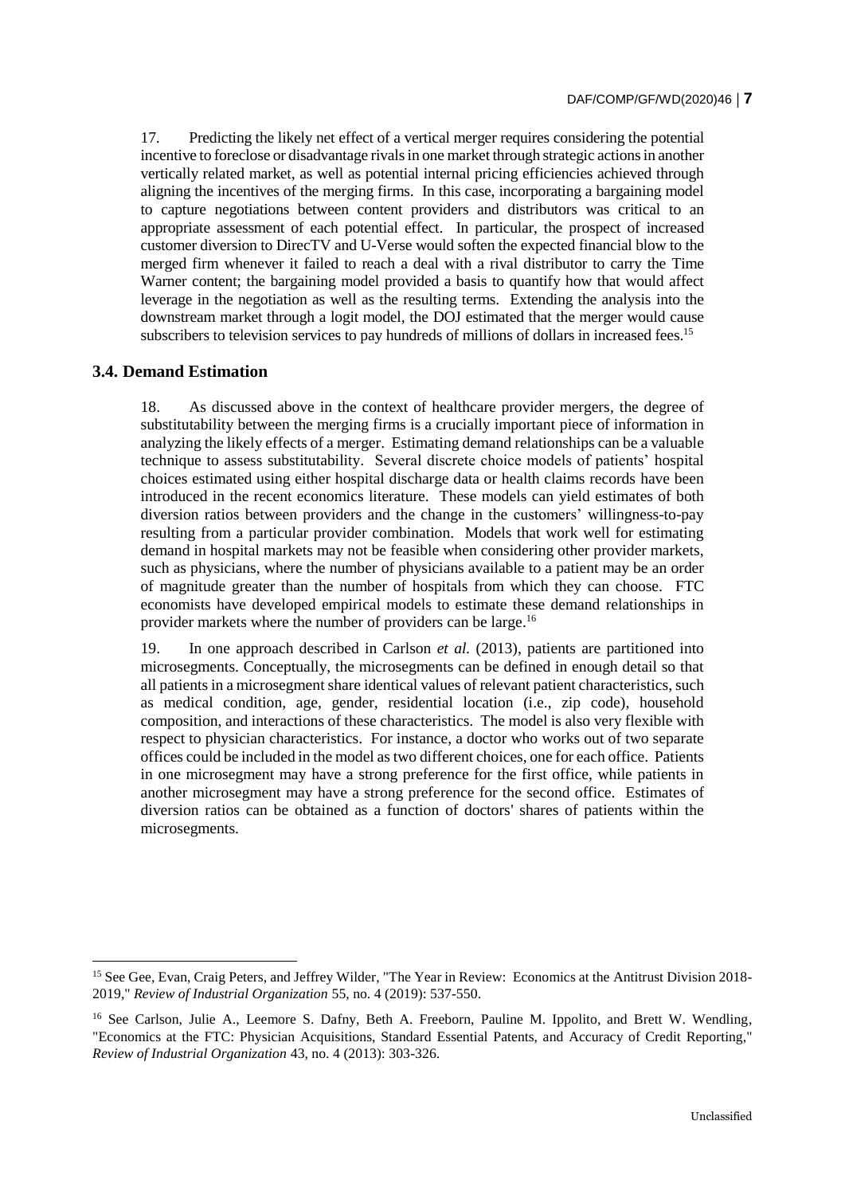17. Predicting the likely net effect of a vertical merger requires considering the potential incentive to foreclose or disadvantage rivals in one market through strategic actions in another vertically related market, as well as potential internal pricing efficiencies achieved through aligning the incentives of the merging firms. In this case, incorporating a bargaining model to capture negotiations between content providers and distributors was critical to an appropriate assessment of each potential effect. In particular, the prospect of increased customer diversion to DirecTV and U-Verse would soften the expected financial blow to the merged firm whenever it failed to reach a deal with a rival distributor to carry the Time Warner content; the bargaining model provided a basis to quantify how that would affect leverage in the negotiation as well as the resulting terms. Extending the analysis into the downstream market through a logit model, the DOJ estimated that the merger would cause subscribers to television services to pay hundreds of millions of dollars in increased fees.[15]

## 3.4. Demand Estimation

18. As discussed above in the context of healthcare provider mergers, the degree of substitutability between the merging firms is a crucially important piece of information in analyzing the likely effects of a merger. Estimating demand relationships can be a valuable technique to assess substitutability. Several discrete choice models of patients' hospital choices estimated using either hospital discharge data or health claims records have been introduced in the recent economics literature. These models can yield estimates of both diversion ratios between providers and the change in the customers' willingness-to-pay resulting from a particular provider combination. Models that work well for estimating demand in hospital markets may not be feasible when considering other provider markets, such as physicians, where the number of physicians available to a patient may be an order of magnitude greater than the number of hospitals from which they can choose. FTC economists have developed empirical models to estimate these demand relationships in provider markets where the number of providers can be large.[16]

19. In one approach described in Carlson *et al.* (2013), patients are partitioned into microsegments. Conceptually, the microsegments can be defined in enough detail so that all patients in a microsegment share identical values of relevant patient characteristics, such as medical condition, age, gender, residential location (i.e., zip code), household composition, and interactions of these characteristics. The model is also very flexible with respect to physician characteristics. For instance, a doctor who works out of two separate offices could be included in the model as two different choices, one for each office. Patients in one microsegment may have a strong preference for the first office, while patients in another microsegment may have a strong preference for the second office. Estimates of diversion ratios can be obtained as a function of doctors' shares of patients within the microsegments.

---

[15] See Gee, Evan, Craig Peters, and Jeffrey Wilder, "The Year in Review: Economics at the Antitrust Division 2018-2019," *Review of Industrial Organization* 55, no. 4 (2019): 537-550.

[16] See Carlson, Julie A., Leemore S. Dafny, Beth A. Freeborn, Pauline M. Ippolito, and Brett W. Wendling, "Economics at the FTC: Physician Acquisitions, Standard Essential Patents, and Accuracy of Credit Reporting," *Review of Industrial Organization* 43, no. 4 (2013): 303-326.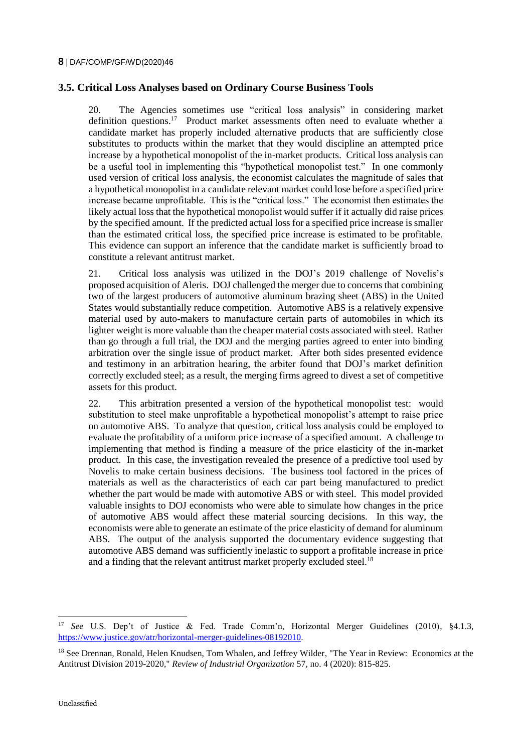### 3.5. Critical Loss Analyses based on Ordinary Course Business Tools

20. The Agencies sometimes use "critical loss analysis" in considering market definition questions.[17] Product market assessments often need to evaluate whether a candidate market has properly included alternative products that are sufficiently close substitutes to products within the market that they would discipline an attempted price increase by a hypothetical monopolist of the in-market products. Critical loss analysis can be a useful tool in implementing this "hypothetical monopolist test." In one commonly used version of critical loss analysis, the economist calculates the magnitude of sales that a hypothetical monopolist in a candidate relevant market could lose before a specified price increase became unprofitable. This is the "critical loss." The economist then estimates the likely actual loss that the hypothetical monopolist would suffer if it actually did raise prices by the specified amount. If the predicted actual loss for a specified price increase is smaller than the estimated critical loss, the specified price increase is estimated to be profitable. This evidence can support an inference that the candidate market is sufficiently broad to constitute a relevant antitrust market.

21. Critical loss analysis was utilized in the DOJ's 2019 challenge of Novelis's proposed acquisition of Aleris. DOJ challenged the merger due to concerns that combining two of the largest producers of automotive aluminum brazing sheet (ABS) in the United States would substantially reduce competition. Automotive ABS is a relatively expensive material used by auto-makers to manufacture certain parts of automobiles in which its lighter weight is more valuable than the cheaper material costs associated with steel. Rather than go through a full trial, the DOJ and the merging parties agreed to enter into binding arbitration over the single issue of product market. After both sides presented evidence and testimony in an arbitration hearing, the arbiter found that DOJ's market definition correctly excluded steel; as a result, the merging firms agreed to divest a set of competitive assets for this product.

22. This arbitration presented a version of the hypothetical monopolist test: would substitution to steel make unprofitable a hypothetical monopolist's attempt to raise price on automotive ABS. To analyze that question, critical loss analysis could be employed to evaluate the profitability of a uniform price increase of a specified amount. A challenge to implementing that method is finding a measure of the price elasticity of the in-market product. In this case, the investigation revealed the presence of a predictive tool used by Novelis to make certain business decisions. The business tool factored in the prices of materials as well as the characteristics of each car part being manufactured to predict whether the part would be made with automotive ABS or with steel. This model provided valuable insights to DOJ economists who were able to simulate how changes in the price of automotive ABS would affect these material sourcing decisions. In this way, the economists were able to generate an estimate of the price elasticity of demand for aluminum ABS. The output of the analysis supported the documentary evidence suggesting that automotive ABS demand was sufficiently inelastic to support a profitable increase in price and a finding that the relevant antitrust market properly excluded steel.[18]

---

[17] *See* U.S. Dep't of Justice & Fed. Trade Comm'n, Horizontal Merger Guidelines (2010), §4.1.3, https://www.justice.gov/atr/horizontal-merger-guidelines-08192010.

[18] See Drennan, Ronald, Helen Knudsen, Tom Whalen, and Jeffrey Wilder, "The Year in Review: Economics at the Antitrust Division 2019-2020," *Review of Industrial Organization* 57, no. 4 (2020): 815-825.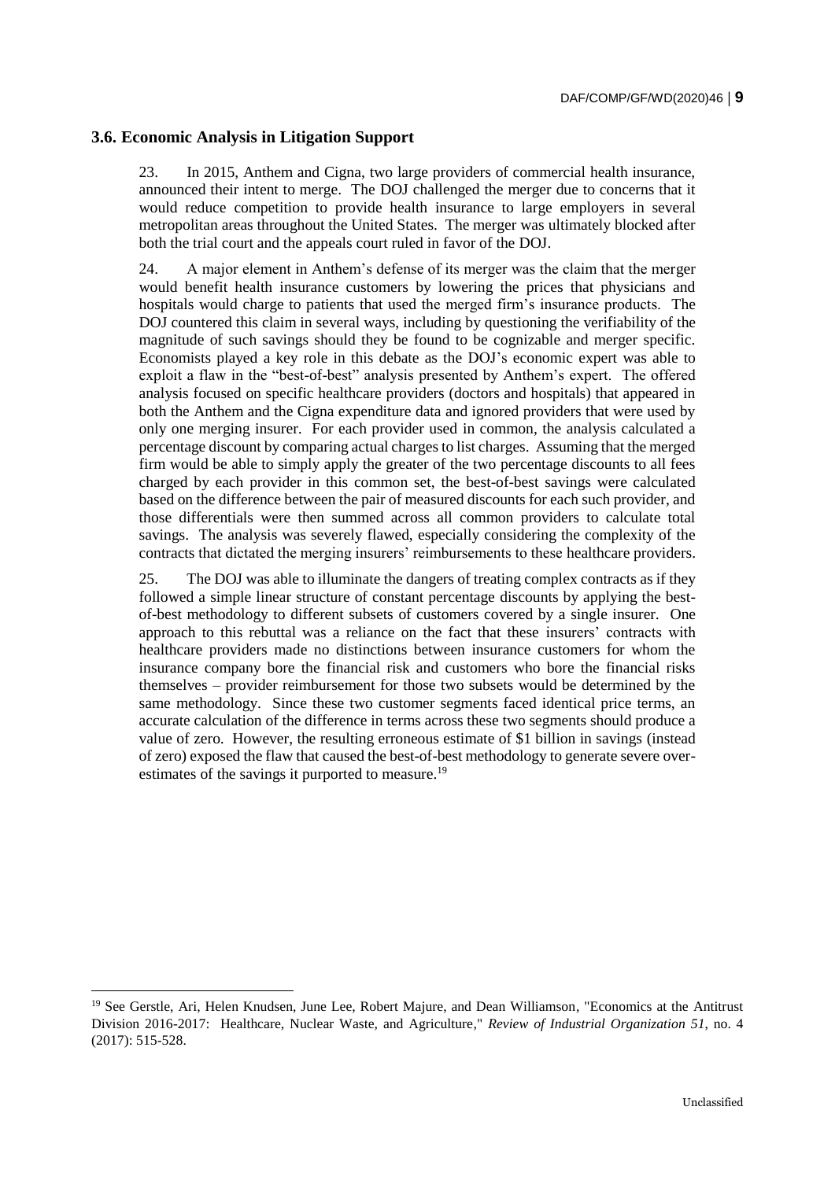### 3.6. Economic Analysis in Litigation Support

23. In 2015, Anthem and Cigna, two large providers of commercial health insurance, announced their intent to merge. The DOJ challenged the merger due to concerns that it would reduce competition to provide health insurance to large employers in several metropolitan areas throughout the United States. The merger was ultimately blocked after both the trial court and the appeals court ruled in favor of the DOJ.

24. A major element in Anthem's defense of its merger was the claim that the merger would benefit health insurance customers by lowering the prices that physicians and hospitals would charge to patients that used the merged firm's insurance products. The DOJ countered this claim in several ways, including by questioning the verifiability of the magnitude of such savings should they be found to be cognizable and merger specific. Economists played a key role in this debate as the DOJ's economic expert was able to exploit a flaw in the "best-of-best" analysis presented by Anthem's expert. The offered analysis focused on specific healthcare providers (doctors and hospitals) that appeared in both the Anthem and the Cigna expenditure data and ignored providers that were used by only one merging insurer. For each provider used in common, the analysis calculated a percentage discount by comparing actual charges to list charges. Assuming that the merged firm would be able to simply apply the greater of the two percentage discounts to all fees charged by each provider in this common set, the best-of-best savings were calculated based on the difference between the pair of measured discounts for each such provider, and those differentials were then summed across all common providers to calculate total savings. The analysis was severely flawed, especially considering the complexity of the contracts that dictated the merging insurers' reimbursements to these healthcare providers.

25. The DOJ was able to illuminate the dangers of treating complex contracts as if they followed a simple linear structure of constant percentage discounts by applying the best-of-best methodology to different subsets of customers covered by a single insurer. One approach to this rebuttal was a reliance on the fact that these insurers' contracts with healthcare providers made no distinctions between insurance customers for whom the insurance company bore the financial risk and customers who bore the financial risks themselves – provider reimbursement for those two subsets would be determined by the same methodology. Since these two customer segments faced identical price terms, an accurate calculation of the difference in terms across these two segments should produce a value of zero. However, the resulting erroneous estimate of $1 billion in savings (instead of zero) exposed the flaw that caused the best-of-best methodology to generate severe over-estimates of the savings it purported to measure.[19]

[19] See Gerstle, Ari, Helen Knudsen, June Lee, Robert Majure, and Dean Williamson, "Economics at the Antitrust Division 2016-2017: Healthcare, Nuclear Waste, and Agriculture," *Review of Industrial Organization 51*, no. 4 (2017): 515-528.